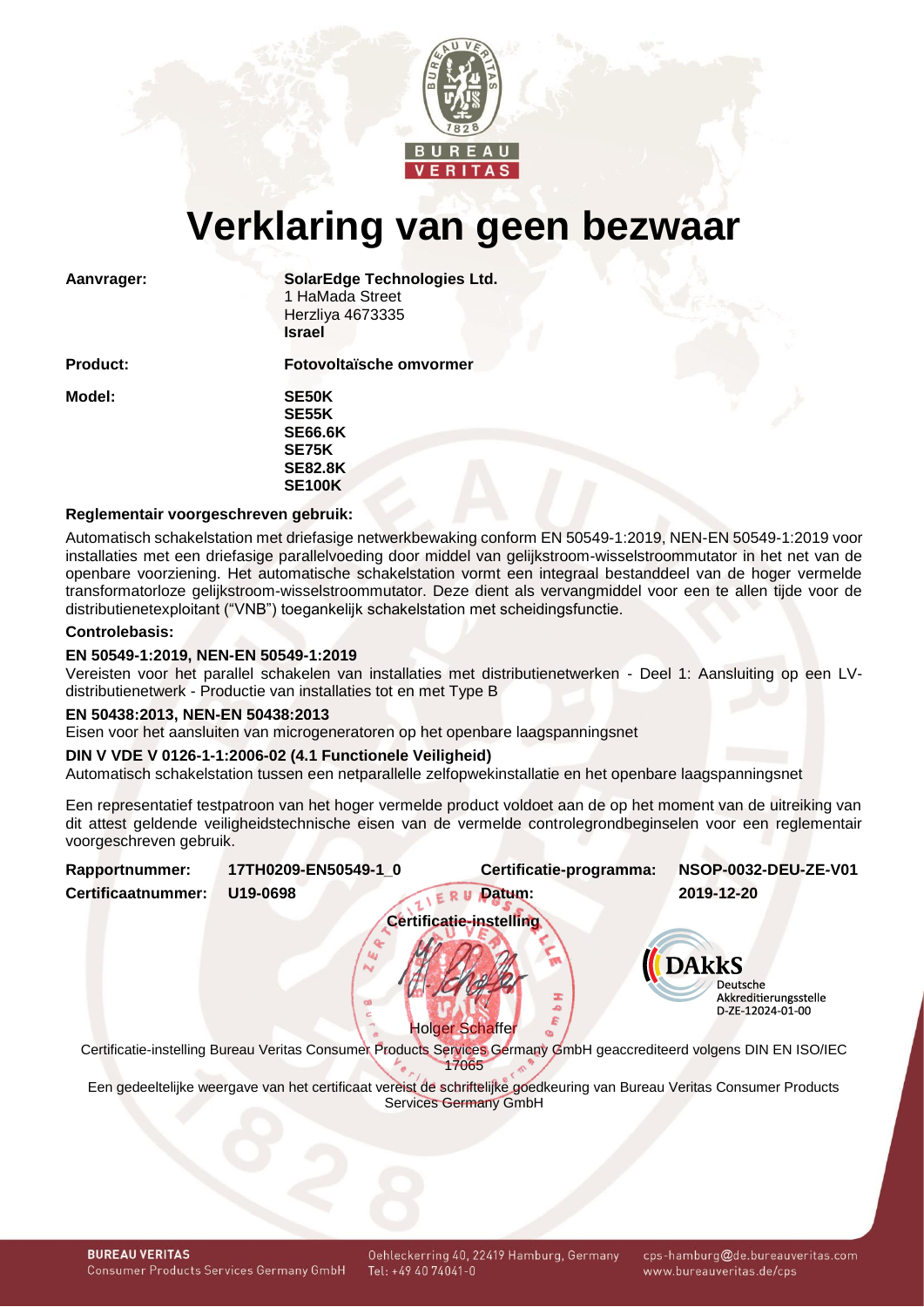# Verklaring van geen bezwaar

| | |
|---|---|
| **Aanvrager:** | **SolarEdge Technologies Ltd.**<br>1 HaMada Street<br>Herzliya 4673335<br>**Israel** |
| **Product:** | **Fotovoltaïsche omvormer** |
| **Model:** | **SE50K**<br>**SE55K**<br>**SE66.6K**<br>**SE75K**<br>**SE82.8K**<br>**SE100K** |

**Reglementair voorgeschreven gebruik:**

Automatisch schakelstation met driefasige netwerkbewaking conform EN 50549-1:2019, NEN-EN 50549-1:2019 voor installaties met een driefasige parallelvoeding door middel van gelijkstroom-wisselstroommutator in het net van de openbare voorziening. Het automatische schakelstation vormt een integraal bestanddeel van de hoger vermelde transformatorloze gelijkstroom-wisselstroommutator. Deze dient als vervangmiddel voor een te allen tijde voor de distributienetexploitant ("VNB") toegankelijk schakelstation met scheidingsfunctie.

**Controlebasis:**

**EN 50549-1:2019, NEN-EN 50549-1:2019**
Vereisten voor het parallel schakelen van installaties met distributienetwerken - Deel 1: Aansluiting op een LV-distributienetwerk - Productie van installaties tot en met Type B

**EN 50438:2013, NEN-EN 50438:2013**
Eisen voor het aansluiten van microgeneratoren op het openbare laagspanningsnet

**DIN V VDE V 0126-1-1:2006-02 (4.1 Functionele Veiligheid)**
Automatisch schakelstation tussen een netparallelle zelfopwekinstallatie en het openbare laagspanningsnet

Een representatief testpatroon van het hoger vermelde product voldoet aan de op het moment van de uitreiking van dit attest geldende veiligheidstechnische eisen van de vermelde controlegrondbeginselen voor een reglementair voorgeschreven gebruik.

| | | | |
|---|---|---|---|
| **Rapportnummer:** | **17TH0209-EN50549-1_0** | **Certificatie-programma:** | **NSOP-0032-DEU-ZE-V01** |
| **Certificaatnummer:** | **U19-0698** | **Datum:** | **2019-12-20** |

**Certificatie-instelling**

Holger Schaffer

DAkkS Deutsche Akkreditierungsstelle D-ZE-12024-01-00

Certificatie-instelling Bureau Veritas Consumer Products Services Germany GmbH geaccrediteerd volgens DIN EN ISO/IEC 17065

Een gedeeltelijke weergave van het certificaat vereist de schriftelijke goedkeuring van Bureau Veritas Consumer Products Services Germany GmbH

**BUREAU VERITAS**
Consumer Products Services Germany GmbH
Oehleckerring 40, 22419 Hamburg, Germany
Tel: +49 40 74041-0
cps-hamburg@de.bureauveritas.com
www.bureauveritas.de/cps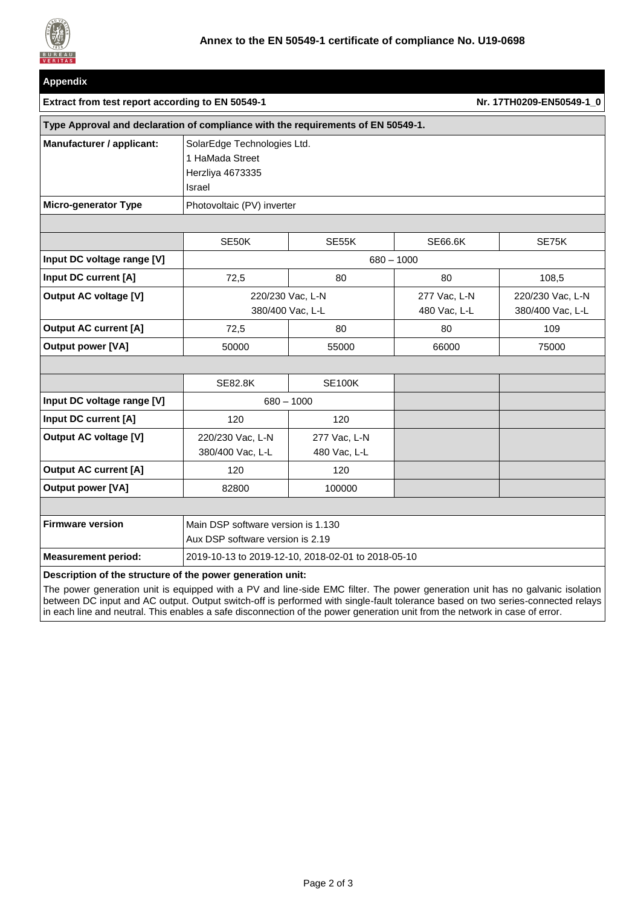## Annex to the EN 50549-1 certificate of compliance No. U19-0698

### Appendix

**Extract from test report according to EN 50549-1** — **Nr. 17TH0209-EN50549-1_0**

**Type Approval and declaration of compliance with the requirements of EN 50549-1.**

| | |
|---|---|
| **Manufacturer / applicant:** | SolarEdge Technologies Ltd.<br>1 HaMada Street<br>Herzliya 4673335<br>Israel |
| **Micro-generator Type** | Photovoltaic (PV) inverter |

| | SE50K | SE55K | SE66.6K | SE75K |
|---|---|---|---|---|
| **Input DC voltage range [V]** | 680 – 1000 | | | |
| **Input DC current [A]** | 72,5 | 80 | 80 | 108,5 |
| **Output AC voltage [V]** | 220/230 Vac, L-N<br>380/400 Vac, L-L | | 277 Vac, L-N<br>480 Vac, L-L | 220/230 Vac, L-N<br>380/400 Vac, L-L |
| **Output AC current [A]** | 72,5 | 80 | 80 | 109 |
| **Output power [VA]** | 50000 | 55000 | 66000 | 75000 |

| | SE82.8K | SE100K |
|---|---|---|
| **Input DC voltage range [V]** | 680 – 1000 | |
| **Input DC current [A]** | 120 | 120 |
| **Output AC voltage [V]** | 220/230 Vac, L-N<br>380/400 Vac, L-L | 277 Vac, L-N<br>480 Vac, L-L |
| **Output AC current [A]** | 120 | 120 |
| **Output power [VA]** | 82800 | 100000 |

| | |
|---|---|
| **Firmware version** | Main DSP software version is 1.130<br>Aux DSP software version is 2.19 |
| **Measurement period:** | 2019-10-13 to 2019-12-10, 2018-02-01 to 2018-05-10 |

**Description of the structure of the power generation unit:**

The power generation unit is equipped with a PV and line-side EMC filter. The power generation unit has no galvanic isolation between DC input and AC output. Output switch-off is performed with single-fault tolerance based on two series-connected relays in each line and neutral. This enables a safe disconnection of the power generation unit from the network in case of error.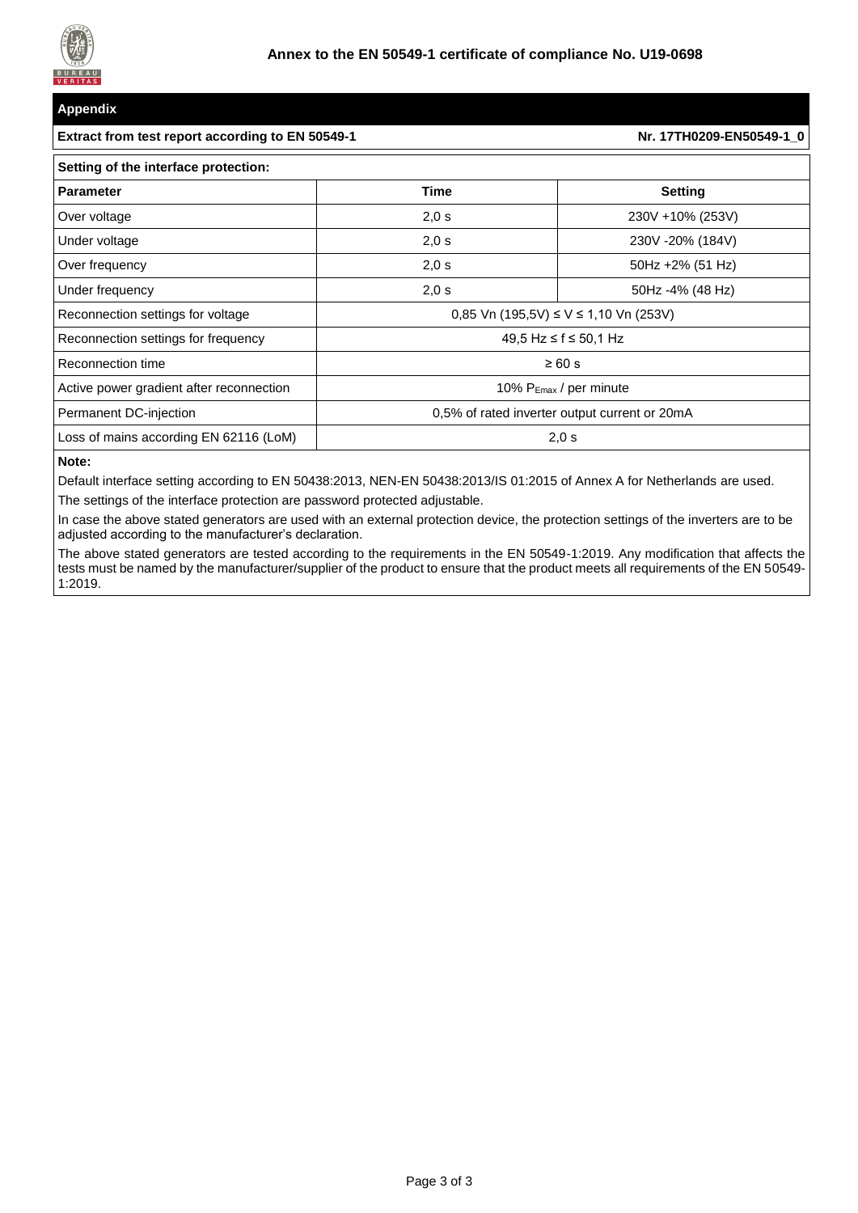## Annex to the EN 50549-1 certificate of compliance No. U19-0698

### Appendix

**Extract from test report according to EN 50549-1** — **Nr. 17TH0209-EN50549-1_0**

**Setting of the interface protection:**

| Parameter | Time | Setting |
|---|---|---|
| Over voltage | 2,0 s | 230V +10% (253V) |
| Under voltage | 2,0 s | 230V -20% (184V) |
| Over frequency | 2,0 s | 50Hz +2% (51 Hz) |
| Under frequency | 2,0 s | 50Hz -4% (48 Hz) |
| Reconnection settings for voltage | 0,85 Vn (195,5V) ≤ V ≤ 1,10 Vn (253V) | |
| Reconnection settings for frequency | 49,5 Hz ≤ f ≤ 50,1 Hz | |
| Reconnection time | ≥ 60 s | |
| Active power gradient after reconnection | 10% $P_{Emax}$ / per minute | |
| Permanent DC-injection | 0,5% of rated inverter output current or 20mA | |
| Loss of mains according EN 62116 (LoM) | 2,0 s | |

**Note:**

Default interface setting according to EN 50438:2013, NEN-EN 50438:2013/IS 01:2015 of Annex A for Netherlands are used.

The settings of the interface protection are password protected adjustable.

In case the above stated generators are used with an external protection device, the protection settings of the inverters are to be adjusted according to the manufacturer's declaration.

The above stated generators are tested according to the requirements in the EN 50549-1:2019. Any modification that affects the tests must be named by the manufacturer/supplier of the product to ensure that the product meets all requirements of the EN 50549-1:2019.